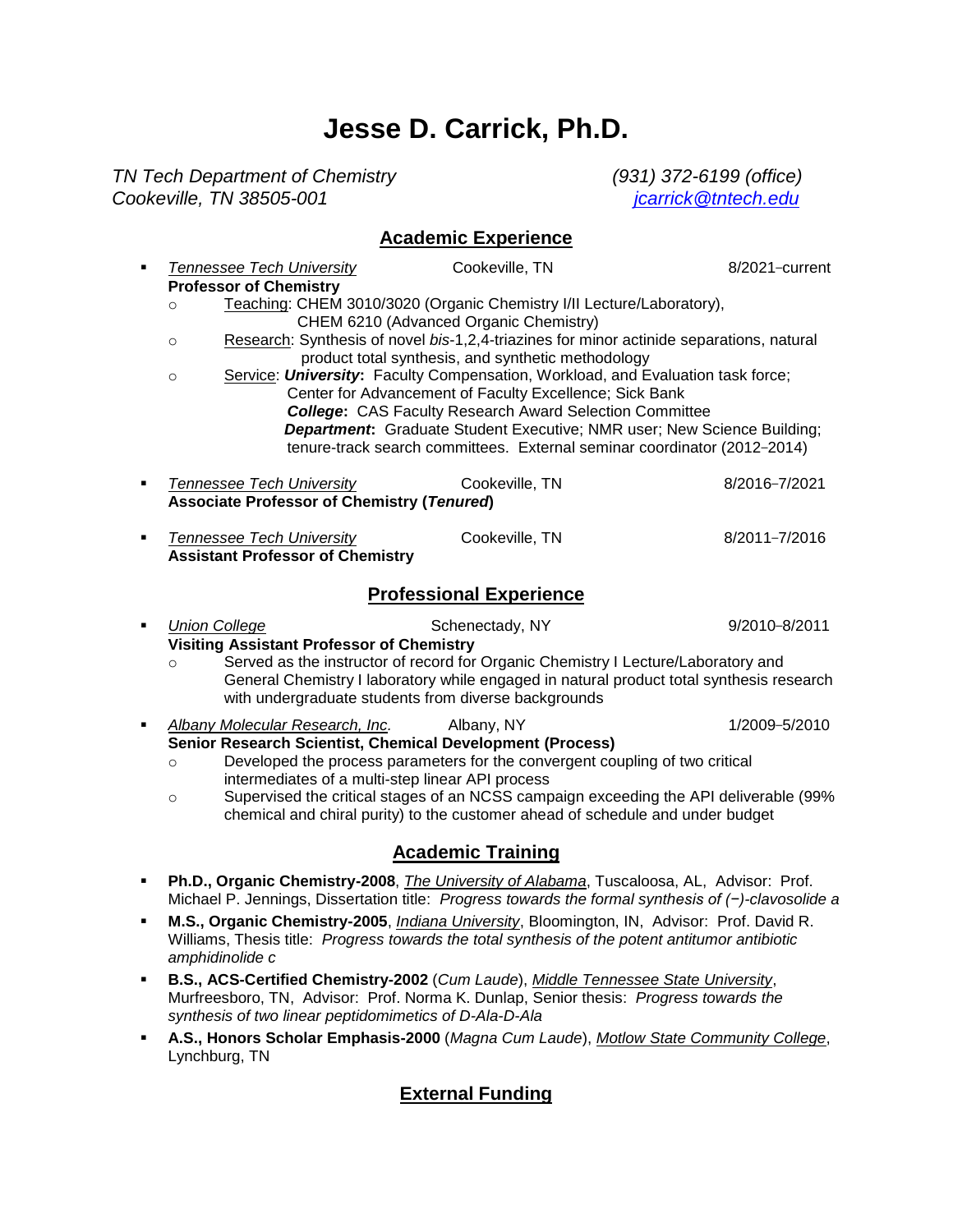# Jesse D. Carrick, Ph.D.

*TN Tech Department of Chemistry*
*Cookeville, TN 38505-001*

*(931) 372-6199 (office)*
*jcarrick@tntech.edu*

## Academic Experience

- *Tennessee Tech University* Cookeville, TN 8/2021–current
  **Professor of Chemistry**
  - Teaching: CHEM 3010/3020 (Organic Chemistry I/II Lecture/Laboratory), CHEM 6210 (Advanced Organic Chemistry)
  - Research: Synthesis of novel *bis*-1,2,4-triazines for minor actinide separations, natural product total synthesis, and synthetic methodology
  - Service: ***University*:** Faculty Compensation, Workload, and Evaluation task force; Center for Advancement of Faculty Excellence; Sick Bank
    ***College*:** CAS Faculty Research Award Selection Committee
    ***Department*:** Graduate Student Executive; NMR user; New Science Building; tenure-track search committees. External seminar coordinator (2012–2014)

- *Tennessee Tech University* Cookeville, TN 8/2016–7/2021
  **Associate Professor of Chemistry (*Tenured*)**

- *Tennessee Tech University* Cookeville, TN 8/2011–7/2016
  **Assistant Professor of Chemistry**

## Professional Experience

- *Union College* Schenectady, NY 9/2010–8/2011
  **Visiting Assistant Professor of Chemistry**
  - Served as the instructor of record for Organic Chemistry I Lecture/Laboratory and General Chemistry I laboratory while engaged in natural product total synthesis research with undergraduate students from diverse backgrounds

- *Albany Molecular Research, Inc.* Albany, NY 1/2009–5/2010
  **Senior Research Scientist, Chemical Development (Process)**
  - Developed the process parameters for the convergent coupling of two critical intermediates of a multi-step linear API process
  - Supervised the critical stages of an NCSS campaign exceeding the API deliverable (99% chemical and chiral purity) to the customer ahead of schedule and under budget

## Academic Training

- **Ph.D., Organic Chemistry-2008**, *The University of Alabama*, Tuscaloosa, AL, Advisor: Prof. Michael P. Jennings, Dissertation title: *Progress towards the formal synthesis of (−)-clavosolide a*
- **M.S., Organic Chemistry-2005**, *Indiana University*, Bloomington, IN, Advisor: Prof. David R. Williams, Thesis title: *Progress towards the total synthesis of the potent antitumor antibiotic amphidinolide c*
- **B.S., ACS-Certified Chemistry-2002** (*Cum Laude*), *Middle Tennessee State University*, Murfreesboro, TN, Advisor: Prof. Norma K. Dunlap, Senior thesis: *Progress towards the synthesis of two linear peptidomimetics of D-Ala-D-Ala*
- **A.S., Honors Scholar Emphasis-2000** (*Magna Cum Laude*), *Motlow State Community College*, Lynchburg, TN

## External Funding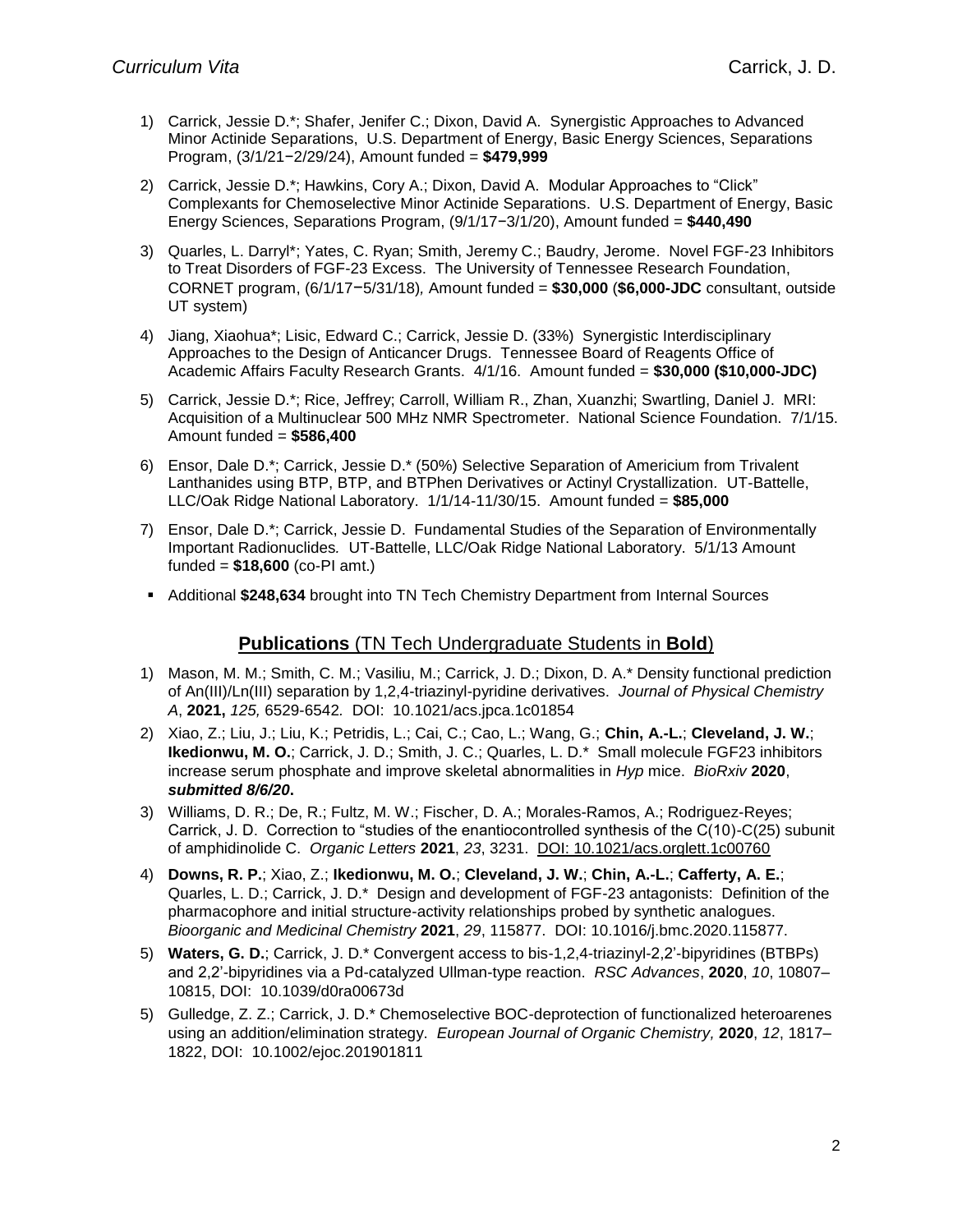1) Carrick, Jessie D.*; Shafer, Jenifer C.; Dixon, David A. Synergistic Approaches to Advanced Minor Actinide Separations, U.S. Department of Energy, Basic Energy Sciences, Separations Program, (3/1/21−2/29/24), Amount funded = **$479,999**

2) Carrick, Jessie D.*; Hawkins, Cory A.; Dixon, David A. Modular Approaches to "Click" Complexants for Chemoselective Minor Actinide Separations. U.S. Department of Energy, Basic Energy Sciences, Separations Program, (9/1/17−3/1/20), Amount funded = **$440,490**

3) Quarles, L. Darryl*; Yates, C. Ryan; Smith, Jeremy C.; Baudry, Jerome. Novel FGF-23 Inhibitors to Treat Disorders of FGF-23 Excess. The University of Tennessee Research Foundation, CORNET program, (6/1/17−5/31/18), Amount funded = **$30,000** (**$6,000-JDC** consultant, outside UT system)

4) Jiang, Xiaohua*; Lisic, Edward C.; Carrick, Jessie D. (33%) Synergistic Interdisciplinary Approaches to the Design of Anticancer Drugs. Tennessee Board of Reagents Office of Academic Affairs Faculty Research Grants. 4/1/16. Amount funded = **$30,000 ($10,000-JDC)**

5) Carrick, Jessie D.*; Rice, Jeffrey; Carroll, William R., Zhan, Xuanzhi; Swartling, Daniel J. MRI: Acquisition of a Multinuclear 500 MHz NMR Spectrometer. National Science Foundation. 7/1/15. Amount funded = **$586,400**

6) Ensor, Dale D.*; Carrick, Jessie D.* (50%) Selective Separation of Americium from Trivalent Lanthanides using BTP, BTP, and BTPhen Derivatives or Actinyl Crystallization. UT-Battelle, LLC/Oak Ridge National Laboratory. 1/1/14-11/30/15. Amount funded = **$85,000**

7) Ensor, Dale D.*; Carrick, Jessie D. Fundamental Studies of the Separation of Environmentally Important Radionuclides. UT-Battelle, LLC/Oak Ridge National Laboratory. 5/1/13 Amount funded = **$18,600** (co-PI amt.)

- Additional **$248,634** brought into TN Tech Chemistry Department from Internal Sources

## **Publications** (TN Tech Undergraduate Students in **Bold**)

1) Mason, M. M.; Smith, C. M.; Vasiliu, M.; Carrick, J. D.; Dixon, D. A.* Density functional prediction of An(III)/Ln(III) separation by 1,2,4-triazinyl-pyridine derivatives. *Journal of Physical Chemistry A*, **2021,** *125,* 6529-6542. DOI: 10.1021/acs.jpca.1c01854

2) Xiao, Z.; Liu, J.; Liu, K.; Petridis, L.; Cai, C.; Cao, L.; Wang, G.; **Chin, A.-L.**; **Cleveland, J. W.**; **Ikedionwu, M. O.**; Carrick, J. D.; Smith, J. C.; Quarles, L. D.* Small molecule FGF23 inhibitors increase serum phosphate and improve skeletal abnormalities in *Hyp* mice. *BioRxiv* **2020**, ***submitted 8/6/20*.**

3) Williams, D. R.; De, R.; Fultz, M. W.; Fischer, D. A.; Morales-Ramos, A.; Rodriguez-Reyes; Carrick, J. D. Correction to "studies of the enantiocontrolled synthesis of the C(10)-C(25) subunit of amphidinolide C. *Organic Letters* **2021**, *23*, 3231. DOI: 10.1021/acs.orglett.1c00760

4) **Downs, R. P.**; Xiao, Z.; **Ikedionwu, M. O.**; **Cleveland, J. W.**; **Chin, A.-L.**; **Cafferty, A. E.**; Quarles, L. D.; Carrick, J. D.* Design and development of FGF-23 antagonists: Definition of the pharmacophore and initial structure-activity relationships probed by synthetic analogues. *Bioorganic and Medicinal Chemistry* **2021**, *29*, 115877. DOI: 10.1016/j.bmc.2020.115877.

5) **Waters, G. D.**; Carrick, J. D.* Convergent access to bis-1,2,4-triazinyl-2,2'-bipyridines (BTBPs) and 2,2'-bipyridines via a Pd-catalyzed Ullman-type reaction. *RSC Advances*, **2020**, *10*, 10807–10815, DOI: 10.1039/d0ra00673d

5) Gulledge, Z. Z.; Carrick, J. D.* Chemoselective BOC-deprotection of functionalized heteroarenes using an addition/elimination strategy. *European Journal of Organic Chemistry,* **2020**, *12*, 1817–1822, DOI: 10.1002/ejoc.201901811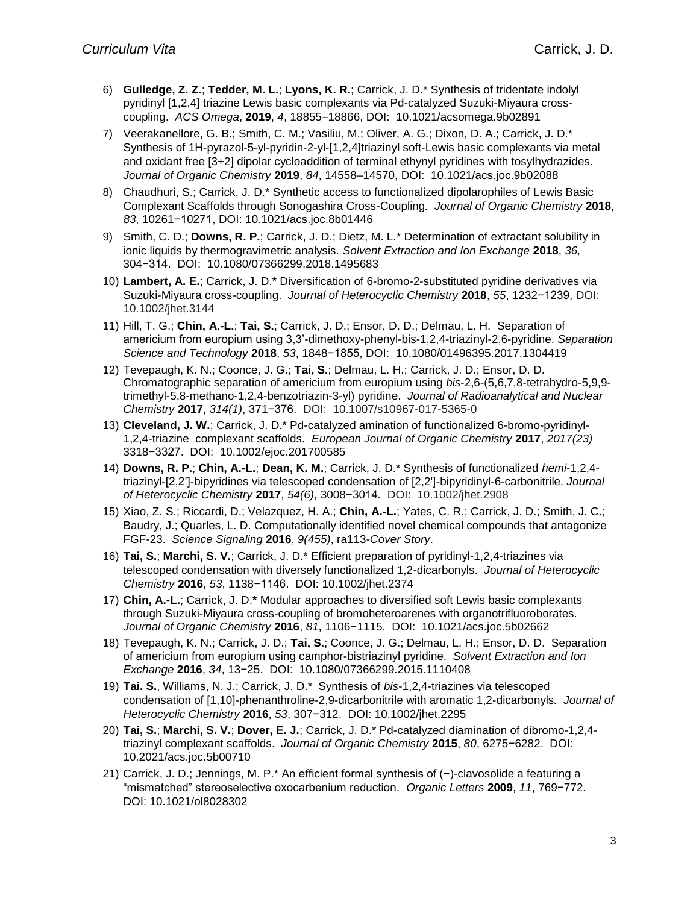6) **Gulledge, Z. Z.**; **Tedder, M. L.**; **Lyons, K. R.**; Carrick, J. D.* Synthesis of tridentate indolyl pyridinyl [1,2,4] triazine Lewis basic complexants via Pd-catalyzed Suzuki-Miyaura cross-coupling. *ACS Omega*, **2019**, *4*, 18855–18866, DOI: 10.1021/acsomega.9b02891

7) Veerakanellore, G. B.; Smith, C. M.; Vasiliu, M.; Oliver, A. G.; Dixon, D. A.; Carrick, J. D.* Synthesis of 1H-pyrazol-5-yl-pyridin-2-yl-[1,2,4]triazinyl soft-Lewis basic complexants via metal and oxidant free [3+2] dipolar cycloaddition of terminal ethynyl pyridines with tosylhydrazides. *Journal of Organic Chemistry* **2019**, *84*, 14558–14570, DOI: 10.1021/acs.joc.9b02088

8) Chaudhuri, S.; Carrick, J. D.* Synthetic access to functionalized dipolarophiles of Lewis Basic Complexant Scaffolds through Sonogashira Cross-Coupling. *Journal of Organic Chemistry* **2018**, *83*, 10261−10271, DOI: 10.1021/acs.joc.8b01446

9) Smith, C. D.; **Downs, R. P.**; Carrick, J. D.; Dietz, M. L.* Determination of extractant solubility in ionic liquids by thermogravimetric analysis. *Solvent Extraction and Ion Exchange* **2018**, *36,* 304−314. DOI: 10.1080/07366299.2018.1495683

10) **Lambert, A. E.**; Carrick, J. D.* Diversification of 6-bromo-2-substituted pyridine derivatives via Suzuki-Miyaura cross-coupling. *Journal of Heterocyclic Chemistry* **2018**, *55*, 1232−1239, DOI: 10.1002/jhet.3144

11) Hill, T. G.; **Chin, A.-L.**; **Tai, S.**; Carrick, J. D.; Ensor, D. D.; Delmau, L. H. Separation of americium from europium using 3,3'-dimethoxy-phenyl-bis-1,2,4-triazinyl-2,6-pyridine. *Separation Science and Technology* **2018**, *53*, 1848−1855, DOI: 10.1080/01496395.2017.1304419

12) Tevepaugh, K. N.; Coonce, J. G.; **Tai, S.**; Delmau, L. H.; Carrick, J. D.; Ensor, D. D. Chromatographic separation of americium from europium using *bis*-2,6-(5,6,7,8-tetrahydro-5,9,9-trimethyl-5,8-methano-1,2,4-benzotriazin-3-yl) pyridine. *Journal of Radioanalytical and Nuclear Chemistry* **2017**, *314(1)*, 371−376. DOI: 10.1007/s10967-017-5365-0

13) **Cleveland, J. W.**; Carrick, J. D.* Pd-catalyzed amination of functionalized 6-bromo-pyridinyl-1,2,4-triazine complexant scaffolds. *European Journal of Organic Chemistry* **2017**, *2017(23)* 3318−3327. DOI: 10.1002/ejoc.201700585

14) **Downs, R. P.**; **Chin, A.-L.**; **Dean, K. M.**; Carrick, J. D.* Synthesis of functionalized *hemi*-1,2,4-triazinyl-[2,2']-bipyridines via telescoped condensation of [2,2']-bipyridinyl-6-carbonitrile. *Journal of Heterocyclic Chemistry* **2017**, *54(6)*, 3008−3014. DOI: 10.1002/jhet.2908

15) Xiao, Z. S.; Riccardi, D.; Velazquez, H. A.; **Chin, A.-L.**; Yates, C. R.; Carrick, J. D.; Smith, J. C.; Baudry, J.; Quarles, L. D. Computationally identified novel chemical compounds that antagonize FGF-23. *Science Signaling* **2016**, *9(455)*, ra113-*Cover Story*.

16) **Tai, S.**; **Marchi, S. V.**; Carrick, J. D.* Efficient preparation of pyridinyl-1,2,4-triazines via telescoped condensation with diversely functionalized 1,2-dicarbonyls. *Journal of Heterocyclic Chemistry* **2016**, *53*, 1138−1146. DOI: 10.1002/jhet.2374

17) **Chin, A.-L.**; Carrick, J. D.**\*** Modular approaches to diversified soft Lewis basic complexants through Suzuki-Miyaura cross-coupling of bromoheteroarenes with organotrifluoroborates. *Journal of Organic Chemistry* **2016**, *81*, 1106−1115. DOI: 10.1021/acs.joc.5b02662

18) Tevepaugh, K. N.; Carrick, J. D.; **Tai, S.**; Coonce, J. G.; Delmau, L. H.; Ensor, D. D. Separation of americium from europium using camphor-bistriazinyl pyridine. *Solvent Extraction and Ion Exchange* **2016**, *34*, 13−25. DOI: 10.1080/07366299.2015.1110408

19) **Tai. S.**, Williams, N. J.; Carrick, J. D.* Synthesis of *bis*-1,2,4-triazines via telescoped condensation of [1,10]-phenanthroline-2,9-dicarbonitrile with aromatic 1,2-dicarbonyls*. Journal of Heterocyclic Chemistry* **2016**, *53*, 307−312. DOI: 10.1002/jhet.2295

20) **Tai, S.**; **Marchi, S. V.**; **Dover, E. J.**; Carrick, J. D.* Pd-catalyzed diamination of dibromo-1,2,4-triazinyl complexant scaffolds. *Journal of Organic Chemistry* **2015**, *80*, 6275−6282. DOI: 10.2021/acs.joc.5b00710

21) Carrick, J. D.; Jennings, M. P.* An efficient formal synthesis of (−)-clavosolide a featuring a "mismatched" stereoselective oxocarbenium reduction*. Organic Letters* **2009**, *11*, 769−772. DOI: 10.1021/ol8028302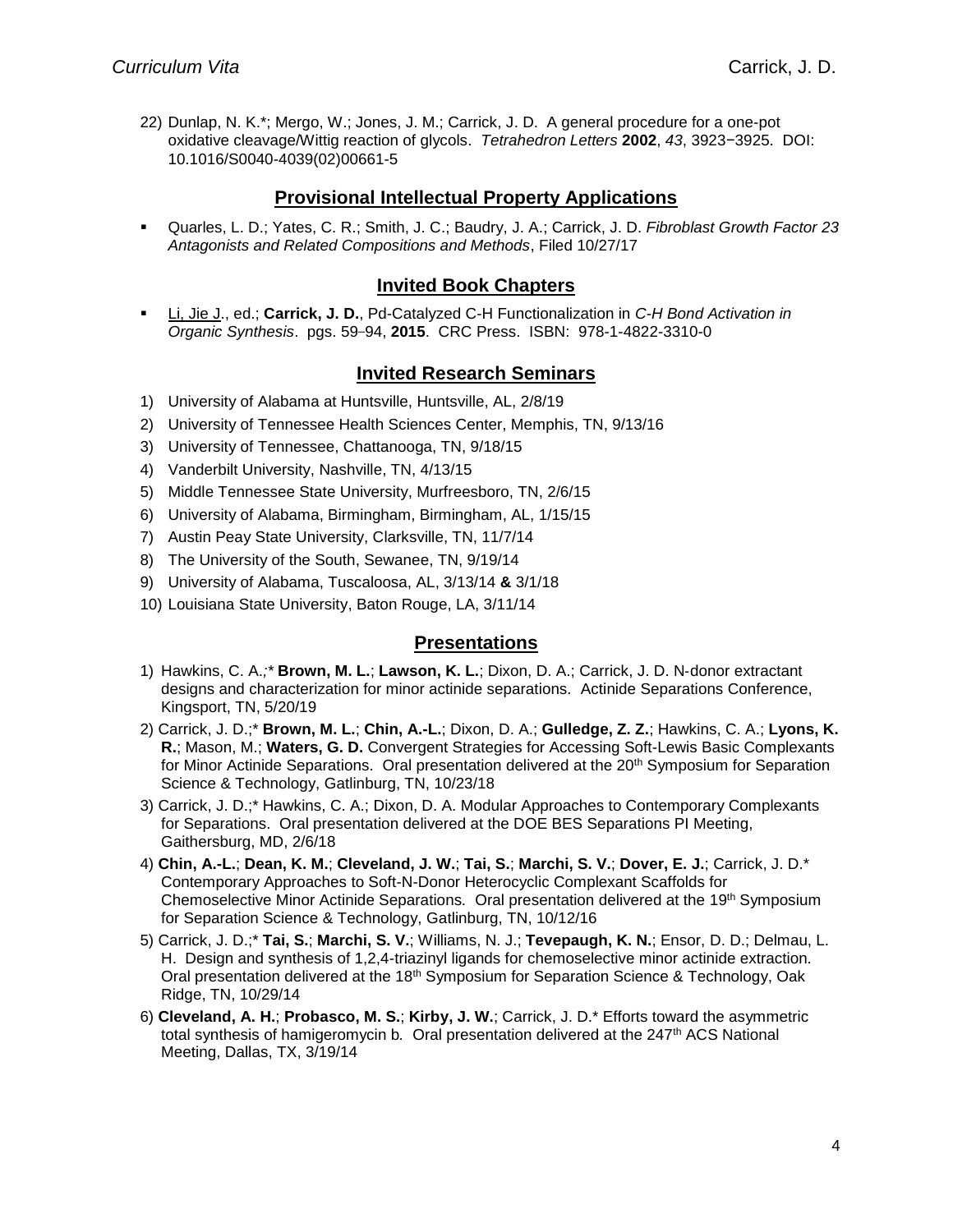22) Dunlap, N. K.*; Mergo, W.; Jones, J. M.; Carrick, J. D. A general procedure for a one-pot oxidative cleavage/Wittig reaction of glycols. *Tetrahedron Letters* **2002**, *43*, 3923−3925. DOI: 10.1016/S0040-4039(02)00661-5

## Provisional Intellectual Property Applications

- Quarles, L. D.; Yates, C. R.; Smith, J. C.; Baudry, J. A.; Carrick, J. D. *Fibroblast Growth Factor 23 Antagonists and Related Compositions and Methods*, Filed 10/27/17

## Invited Book Chapters

- Li, Jie J., ed.; **Carrick, J. D.**, Pd-Catalyzed C-H Functionalization in *C-H Bond Activation in Organic Synthesis*. pgs. 59−94, **2015**. CRC Press. ISBN: 978-1-4822-3310-0

## Invited Research Seminars

1) University of Alabama at Huntsville, Huntsville, AL, 2/8/19
2) University of Tennessee Health Sciences Center, Memphis, TN, 9/13/16
3) University of Tennessee, Chattanooga, TN, 9/18/15
4) Vanderbilt University, Nashville, TN, 4/13/15
5) Middle Tennessee State University, Murfreesboro, TN, 2/6/15
6) University of Alabama, Birmingham, Birmingham, AL, 1/15/15
7) Austin Peay State University, Clarksville, TN, 11/7/14
8) The University of the South, Sewanee, TN, 9/19/14
9) University of Alabama, Tuscaloosa, AL, 3/13/14 **&** 3/1/18
10) Louisiana State University, Baton Rouge, LA, 3/11/14

## Presentations

1) Hawkins, C. A.;* **Brown, M. L.**; **Lawson, K. L.**; Dixon, D. A.; Carrick, J. D. N-donor extractant designs and characterization for minor actinide separations. Actinide Separations Conference, Kingsport, TN, 5/20/19
2) Carrick, J. D.;* **Brown, M. L.**; **Chin, A.-L.**; Dixon, D. A.; **Gulledge, Z. Z.**; Hawkins, C. A.; **Lyons, K. R.**; Mason, M.; **Waters, G. D.** Convergent Strategies for Accessing Soft-Lewis Basic Complexants for Minor Actinide Separations. Oral presentation delivered at the 20th Symposium for Separation Science & Technology, Gatlinburg, TN, 10/23/18
3) Carrick, J. D.;* Hawkins, C. A.; Dixon, D. A. Modular Approaches to Contemporary Complexants for Separations. Oral presentation delivered at the DOE BES Separations PI Meeting, Gaithersburg, MD, 2/6/18
4) **Chin, A.-L.**; **Dean, K. M.**; **Cleveland, J. W.**; **Tai, S.**; **Marchi, S. V.**; **Dover, E. J.**; Carrick, J. D.* Contemporary Approaches to Soft-N-Donor Heterocyclic Complexant Scaffolds for Chemoselective Minor Actinide Separations. Oral presentation delivered at the 19th Symposium for Separation Science & Technology, Gatlinburg, TN, 10/12/16
5) Carrick, J. D.;* **Tai, S.**; **Marchi, S. V.**; Williams, N. J.; **Tevepaugh, K. N.**; Ensor, D. D.; Delmau, L. H. Design and synthesis of 1,2,4-triazinyl ligands for chemoselective minor actinide extraction. Oral presentation delivered at the 18th Symposium for Separation Science & Technology, Oak Ridge, TN, 10/29/14
6) **Cleveland, A. H.**; **Probasco, M. S.**; **Kirby, J. W.**; Carrick, J. D.* Efforts toward the asymmetric total synthesis of hamigeromycin b. Oral presentation delivered at the 247th ACS National Meeting, Dallas, TX, 3/19/14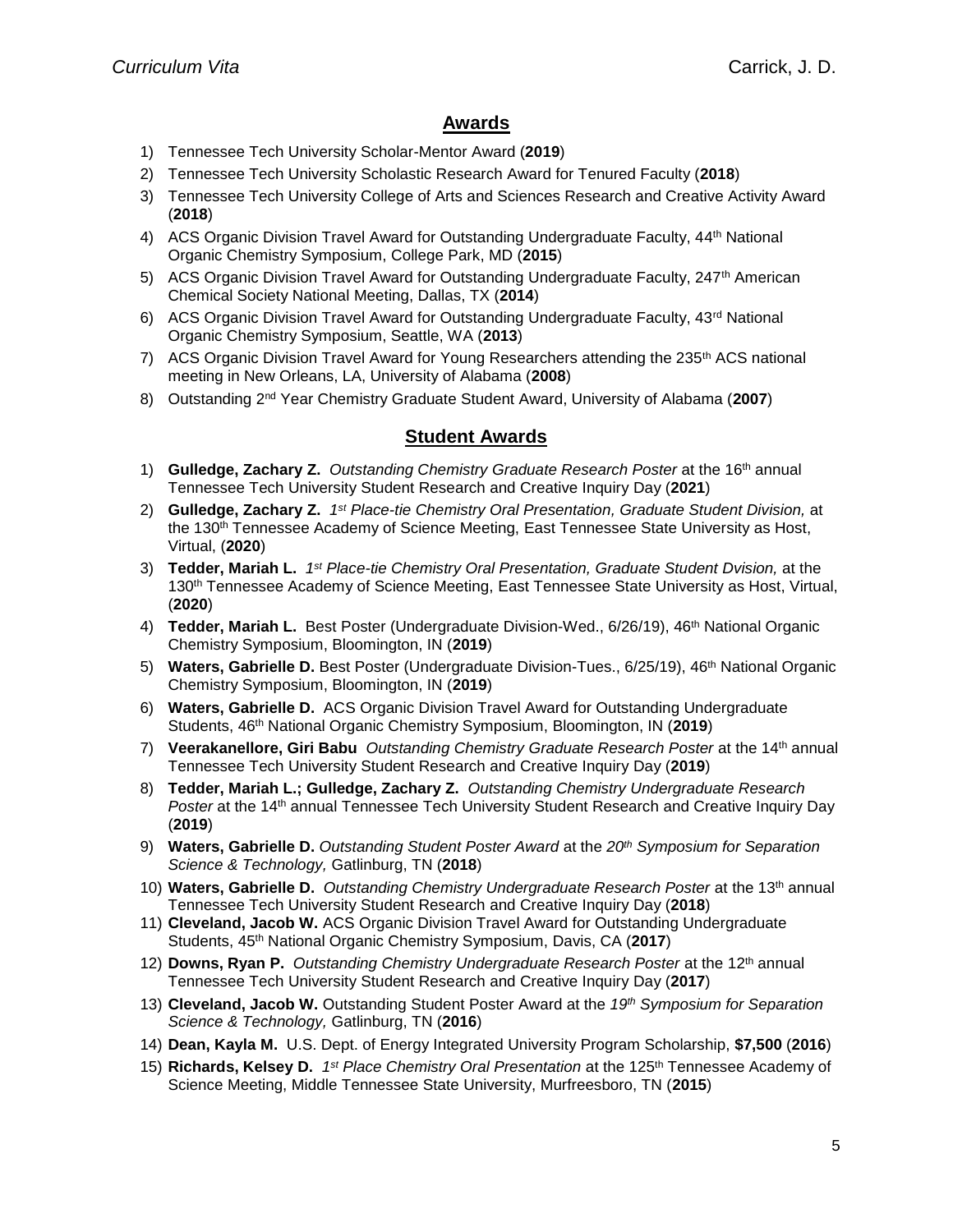## Awards

1) Tennessee Tech University Scholar-Mentor Award (**2019**)
2) Tennessee Tech University Scholastic Research Award for Tenured Faculty (**2018**)
3) Tennessee Tech University College of Arts and Sciences Research and Creative Activity Award (**2018**)
4) ACS Organic Division Travel Award for Outstanding Undergraduate Faculty, 44th National Organic Chemistry Symposium, College Park, MD (**2015**)
5) ACS Organic Division Travel Award for Outstanding Undergraduate Faculty, 247th American Chemical Society National Meeting, Dallas, TX (**2014**)
6) ACS Organic Division Travel Award for Outstanding Undergraduate Faculty, 43rd National Organic Chemistry Symposium, Seattle, WA (**2013**)
7) ACS Organic Division Travel Award for Young Researchers attending the 235th ACS national meeting in New Orleans, LA, University of Alabama (**2008**)
8) Outstanding 2nd Year Chemistry Graduate Student Award, University of Alabama (**2007**)

## Student Awards

1) **Gulledge, Zachary Z.** *Outstanding Chemistry Graduate Research Poster* at the 16th annual Tennessee Tech University Student Research and Creative Inquiry Day (**2021**)
2) **Gulledge, Zachary Z.** *1st Place-tie Chemistry Oral Presentation, Graduate Student Division,* at the 130th Tennessee Academy of Science Meeting, East Tennessee State University as Host, Virtual, (**2020**)
3) **Tedder, Mariah L.** *1st Place-tie Chemistry Oral Presentation, Graduate Student Dvision,* at the 130th Tennessee Academy of Science Meeting, East Tennessee State University as Host, Virtual, (**2020**)
4) **Tedder, Mariah L.** Best Poster (Undergraduate Division-Wed., 6/26/19), 46th National Organic Chemistry Symposium, Bloomington, IN (**2019**)
5) **Waters, Gabrielle D.** Best Poster (Undergraduate Division-Tues., 6/25/19), 46th National Organic Chemistry Symposium, Bloomington, IN (**2019**)
6) **Waters, Gabrielle D.** ACS Organic Division Travel Award for Outstanding Undergraduate Students, 46th National Organic Chemistry Symposium, Bloomington, IN (**2019**)
7) **Veerakanellore, Giri Babu** *Outstanding Chemistry Graduate Research Poster* at the 14th annual Tennessee Tech University Student Research and Creative Inquiry Day (**2019**)
8) **Tedder, Mariah L.; Gulledge, Zachary Z.** *Outstanding Chemistry Undergraduate Research Poster* at the 14th annual Tennessee Tech University Student Research and Creative Inquiry Day (**2019**)
9) **Waters, Gabrielle D.** *Outstanding Student Poster Award* at the *20th Symposium for Separation Science & Technology,* Gatlinburg, TN (**2018**)
10) **Waters, Gabrielle D.** *Outstanding Chemistry Undergraduate Research Poster* at the 13th annual Tennessee Tech University Student Research and Creative Inquiry Day (**2018**)
11) **Cleveland, Jacob W.** ACS Organic Division Travel Award for Outstanding Undergraduate Students, 45th National Organic Chemistry Symposium, Davis, CA (**2017**)
12) **Downs, Ryan P.** *Outstanding Chemistry Undergraduate Research Poster* at the 12th annual Tennessee Tech University Student Research and Creative Inquiry Day (**2017**)
13) **Cleveland, Jacob W.** Outstanding Student Poster Award at the *19th Symposium for Separation Science & Technology,* Gatlinburg, TN (**2016**)
14) **Dean, Kayla M.** U.S. Dept. of Energy Integrated University Program Scholarship, **$7,500** (**2016**)
15) **Richards, Kelsey D.** *1st Place Chemistry Oral Presentation* at the 125th Tennessee Academy of Science Meeting, Middle Tennessee State University, Murfreesboro, TN (**2015**)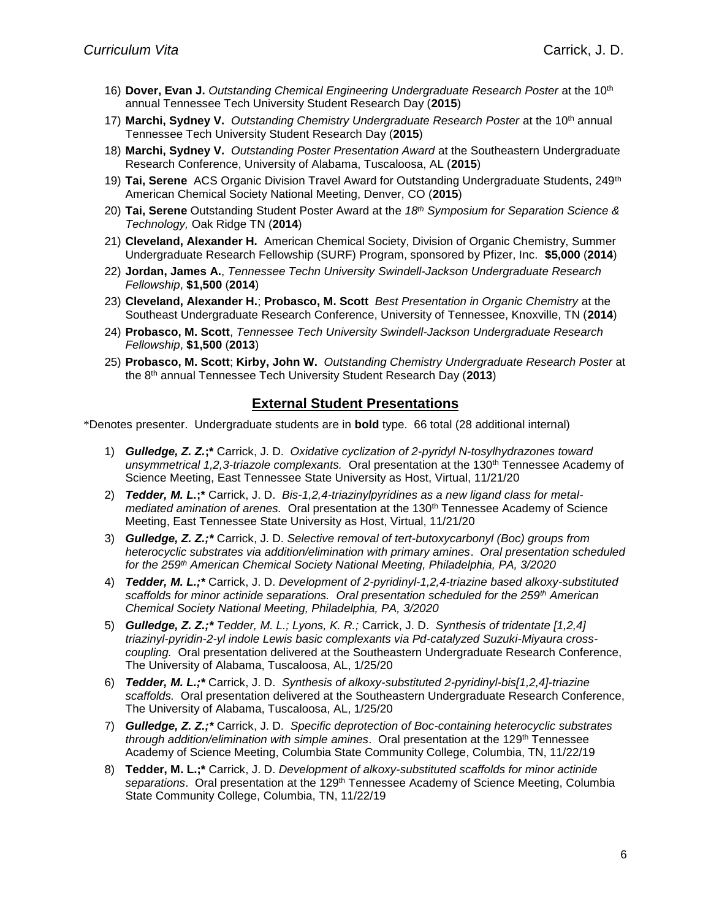16) **Dover, Evan J.** *Outstanding Chemical Engineering Undergraduate Research Poster* at the 10th annual Tennessee Tech University Student Research Day (**2015**)
17) **Marchi, Sydney V.** *Outstanding Chemistry Undergraduate Research Poster* at the 10th annual Tennessee Tech University Student Research Day (**2015**)
18) **Marchi, Sydney V.** *Outstanding Poster Presentation Award* at the Southeastern Undergraduate Research Conference, University of Alabama, Tuscaloosa, AL (**2015**)
19) **Tai, Serene** ACS Organic Division Travel Award for Outstanding Undergraduate Students, 249th American Chemical Society National Meeting, Denver, CO (**2015**)
20) **Tai, Serene** Outstanding Student Poster Award at the *18th Symposium for Separation Science & Technology,* Oak Ridge TN (**2014**)
21) **Cleveland, Alexander H.** American Chemical Society, Division of Organic Chemistry, Summer Undergraduate Research Fellowship (SURF) Program, sponsored by Pfizer, Inc. **$5,000** (**2014**)
22) **Jordan, James A.**, *Tennessee Techn University Swindell-Jackson Undergraduate Research Fellowship*, **$1,500** (**2014**)
23) **Cleveland, Alexander H.**; **Probasco, M. Scott** *Best Presentation in Organic Chemistry* at the Southeast Undergraduate Research Conference, University of Tennessee, Knoxville, TN (**2014**)
24) **Probasco, M. Scott**, *Tennessee Tech University Swindell-Jackson Undergraduate Research Fellowship*, **$1,500** (**2013**)
25) **Probasco, M. Scott**; **Kirby, John W.** *Outstanding Chemistry Undergraduate Research Poster* at the 8th annual Tennessee Tech University Student Research Day (**2013**)

## External Student Presentations

*Denotes presenter. Undergraduate students are in **bold** type. 66 total (28 additional internal)

1) ***Gulledge, Z. Z.*;*** Carrick, J. D. *Oxidative cyclization of 2-pyridyl N-tosylhydrazones toward unsymmetrical 1,2,3-triazole complexants.* Oral presentation at the 130th Tennessee Academy of Science Meeting, East Tennessee State University as Host, Virtual, 11/21/20
2) ***Tedder, M. L.*;*** Carrick, J. D. *Bis-1,2,4-triazinylpyridines as a new ligand class for metal-mediated amination of arenes.* Oral presentation at the 130th Tennessee Academy of Science Meeting, East Tennessee State University as Host, Virtual, 11/21/20
3) ***Gulledge, Z. Z.;**** Carrick, J. D. *Selective removal of tert-butoxycarbonyl (Boc) groups from heterocyclic substrates via addition/elimination with primary amines. Oral presentation scheduled for the 259th American Chemical Society National Meeting, Philadelphia, PA, 3/2020*
4) ***Tedder, M. L.;**** Carrick, J. D. *Development of 2-pyridinyl-1,2,4-triazine based alkoxy-substituted scaffolds for minor actinide separations. Oral presentation scheduled for the 259th American Chemical Society National Meeting, Philadelphia, PA, 3/2020*
5) ***Gulledge, Z. Z.;**** *Tedder, M. L.; Lyons, K. R.;* Carrick, J. D. *Synthesis of tridentate [1,2,4] triazinyl-pyridin-2-yl indole Lewis basic complexants via Pd-catalyzed Suzuki-Miyaura cross-coupling.* Oral presentation delivered at the Southeastern Undergraduate Research Conference, The University of Alabama, Tuscaloosa, AL, 1/25/20
6) ***Tedder, M. L.;**** Carrick, J. D. *Synthesis of alkoxy-substituted 2-pyridinyl-bis[1,2,4]-triazine scaffolds.* Oral presentation delivered at the Southeastern Undergraduate Research Conference, The University of Alabama, Tuscaloosa, AL, 1/25/20
7) ***Gulledge, Z. Z.;**** Carrick, J. D. *Specific deprotection of Boc-containing heterocyclic substrates through addition/elimination with simple amines*. Oral presentation at the 129th Tennessee Academy of Science Meeting, Columbia State Community College, Columbia, TN, 11/22/19
8) **Tedder, M. L.;*** Carrick, J. D. *Development of alkoxy-substituted scaffolds for minor actinide separations*. Oral presentation at the 129th Tennessee Academy of Science Meeting, Columbia State Community College, Columbia, TN, 11/22/19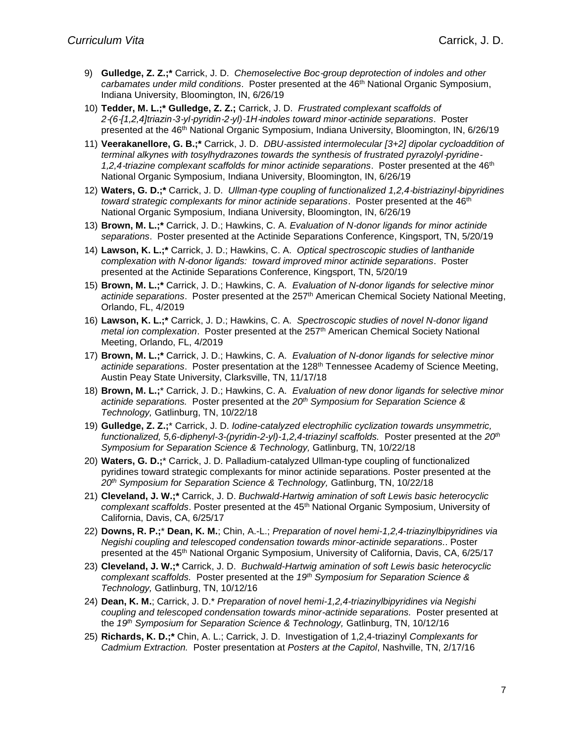9) **Gulledge, Z. Z.;*** Carrick, J. D. *Chemoselective Boc-group deprotection of indoles and other carbamates under mild conditions*. Poster presented at the 46th National Organic Symposium, Indiana University, Bloomington, IN, 6/26/19

10) **Tedder, M. L.;* Gulledge, Z. Z.;** Carrick, J. D. *Frustrated complexant scaffolds of 2-(6-[1,2,4]triazin-3-yl-pyridin-2-yl)-1H-indoles toward minor-actinide separations*. Poster presented at the 46th National Organic Symposium, Indiana University, Bloomington, IN, 6/26/19

11) **Veerakanellore, G. B.;*** Carrick, J. D. *DBU-assisted intermolecular [3+2] dipolar cycloaddition of terminal alkynes with tosylhydrazones towards the synthesis of frustrated pyrazolyl-pyridine-1,2,4-triazine complexant scaffolds for minor actinide separations*. Poster presented at the 46th National Organic Symposium, Indiana University, Bloomington, IN, 6/26/19

12) **Waters, G. D.;*** Carrick, J. D. *Ullman-type coupling of functionalized 1,2,4-bistriazinyl-bipyridines toward strategic complexants for minor actinide separations*. Poster presented at the 46th National Organic Symposium, Indiana University, Bloomington, IN, 6/26/19

13) **Brown, M. L.;*** Carrick, J. D.; Hawkins, C. A. *Evaluation of N-donor ligands for minor actinide separations*. Poster presented at the Actinide Separations Conference, Kingsport, TN, 5/20/19

14) **Lawson, K. L.;*** Carrick, J. D.; Hawkins, C. A. *Optical spectroscopic studies of lanthanide complexation with N-donor ligands: toward improved minor actinide separations*. Poster presented at the Actinide Separations Conference, Kingsport, TN, 5/20/19

15) **Brown, M. L.;*** Carrick, J. D.; Hawkins, C. A. *Evaluation of N-donor ligands for selective minor actinide separations*. Poster presented at the 257th American Chemical Society National Meeting, Orlando, FL, 4/2019

16) **Lawson, K. L.;*** Carrick, J. D.; Hawkins, C. A. *Spectroscopic studies of novel N-donor ligand metal ion complexation*. Poster presented at the 257th American Chemical Society National Meeting, Orlando, FL, 4/2019

17) **Brown, M. L.;*** Carrick, J. D.; Hawkins, C. A. *Evaluation of N-donor ligands for selective minor actinide separations*. Poster presentation at the 128th Tennessee Academy of Science Meeting, Austin Peay State University, Clarksville, TN, 11/17/18

18) **Brown, M. L.;*** Carrick, J. D.; Hawkins, C. A. *Evaluation of new donor ligands for selective minor actinide separations.* Poster presented at the *20th Symposium for Separation Science & Technology,* Gatlinburg, TN, 10/22/18

19) **Gulledge, Z. Z.;*** Carrick, J. D. *Iodine-catalyzed electrophilic cyclization towards unsymmetric, functionalized, 5,6-diphenyl-3-(pyridin-2-yl)-1,2,4-triazinyl scaffolds.* Poster presented at the *20th Symposium for Separation Science & Technology,* Gatlinburg, TN, 10/22/18

20) **Waters, G. D.;*** Carrick, J. D. Palladium-catalyzed Ullman-type coupling of functionalized pyridines toward strategic complexants for minor actinide separations. Poster presented at the *20th Symposium for Separation Science & Technology,* Gatlinburg, TN, 10/22/18

21) **Cleveland, J. W.;*** Carrick, J. D. *Buchwald-Hartwig amination of soft Lewis basic heterocyclic complexant scaffolds*. Poster presented at the 45th National Organic Symposium, University of California, Davis, CA, 6/25/17

22) **Downs, R. P.;* Dean, K. M.**; Chin, A.-L.; *Preparation of novel hemi-1,2,4-triazinylbipyridines via Negishi coupling and telescoped condensation towards minor-actinide separations*.. Poster presented at the 45th National Organic Symposium, University of California, Davis, CA, 6/25/17

23) **Cleveland, J. W.;*** Carrick, J. D. *Buchwald-Hartwig amination of soft Lewis basic heterocyclic complexant scaffolds.* Poster presented at the *19th Symposium for Separation Science & Technology,* Gatlinburg, TN, 10/12/16

24) **Dean, K. M.**; Carrick, J. D.* *Preparation of novel hemi-1,2,4-triazinylbipyridines via Negishi coupling and telescoped condensation towards minor-actinide separations.* Poster presented at the *19th Symposium for Separation Science & Technology,* Gatlinburg, TN, 10/12/16

25) **Richards, K. D.;*** Chin, A. L.; Carrick, J. D. Investigation of 1,2,4-triazinyl *Complexants for Cadmium Extraction.* Poster presentation at *Posters at the Capitol*, Nashville, TN, 2/17/16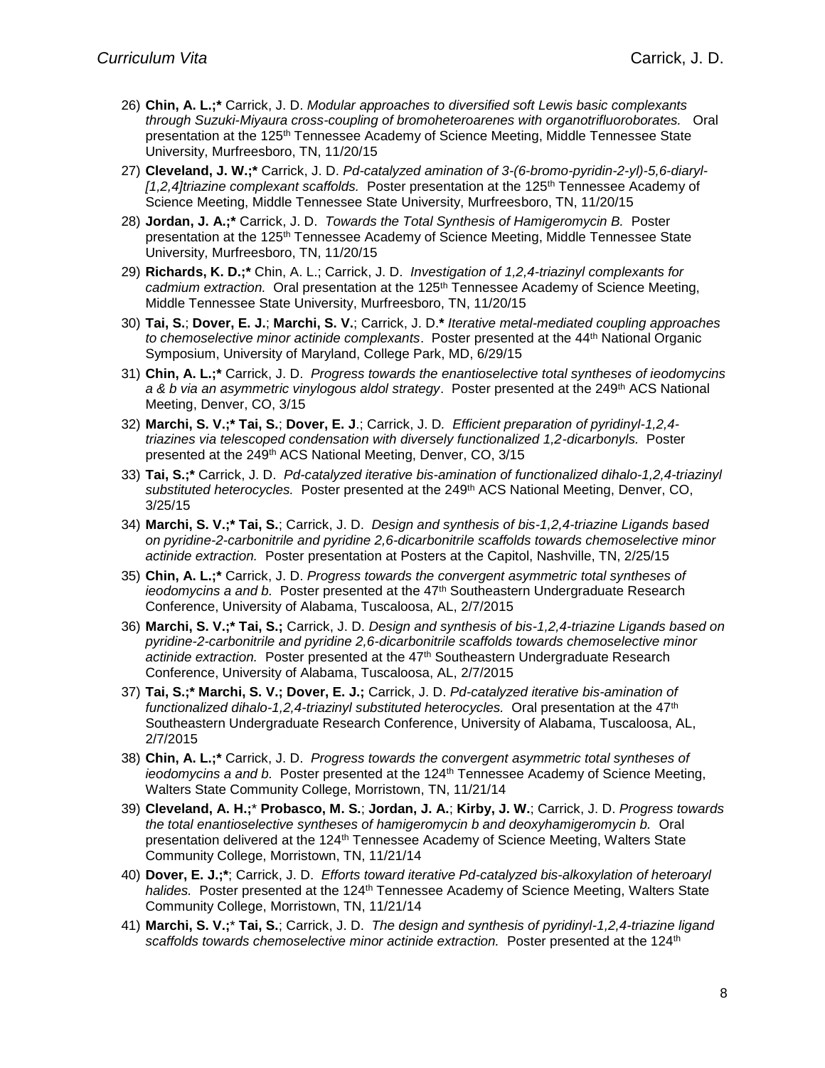26) **Chin, A. L.;*** Carrick, J. D. *Modular approaches to diversified soft Lewis basic complexants through Suzuki-Miyaura cross-coupling of bromoheteroarenes with organotrifluoroborates.* Oral presentation at the 125th Tennessee Academy of Science Meeting, Middle Tennessee State University, Murfreesboro, TN, 11/20/15

27) **Cleveland, J. W.;*** Carrick, J. D. *Pd-catalyzed amination of 3-(6-bromo-pyridin-2-yl)-5,6-diaryl-[1,2,4]triazine complexant scaffolds.* Poster presentation at the 125th Tennessee Academy of Science Meeting, Middle Tennessee State University, Murfreesboro, TN, 11/20/15

28) **Jordan, J. A.;*** Carrick, J. D. *Towards the Total Synthesis of Hamigeromycin B.* Poster presentation at the 125th Tennessee Academy of Science Meeting, Middle Tennessee State University, Murfreesboro, TN, 11/20/15

29) **Richards, K. D.;*** Chin, A. L.; Carrick, J. D. *Investigation of 1,2,4-triazinyl complexants for cadmium extraction.* Oral presentation at the 125th Tennessee Academy of Science Meeting, Middle Tennessee State University, Murfreesboro, TN, 11/20/15

30) **Tai, S.**; **Dover, E. J.**; **Marchi, S. V.**; Carrick, J. D.* *Iterative metal-mediated coupling approaches to chemoselective minor actinide complexants*. Poster presented at the 44th National Organic Symposium, University of Maryland, College Park, MD, 6/29/15

31) **Chin, A. L.;*** Carrick, J. D. *Progress towards the enantioselective total syntheses of ieodomycins a & b via an asymmetric vinylogous aldol strategy*. Poster presented at the 249th ACS National Meeting, Denver, CO, 3/15

32) **Marchi, S. V.;* Tai, S.**; **Dover, E. J**.; Carrick, J. D. *Efficient preparation of pyridinyl-1,2,4-triazines via telescoped condensation with diversely functionalized 1,2-dicarbonyls.* Poster presented at the 249th ACS National Meeting, Denver, CO, 3/15

33) **Tai, S.;*** Carrick, J. D. *Pd-catalyzed iterative bis-amination of functionalized dihalo-1,2,4-triazinyl substituted heterocycles.* Poster presented at the 249th ACS National Meeting, Denver, CO, 3/25/15

34) **Marchi, S. V.;* Tai, S.**; Carrick, J. D. *Design and synthesis of bis-1,2,4-triazine Ligands based on pyridine-2-carbonitrile and pyridine 2,6-dicarbonitrile scaffolds towards chemoselective minor actinide extraction.* Poster presentation at Posters at the Capitol, Nashville, TN, 2/25/15

35) **Chin, A. L.;*** Carrick, J. D. *Progress towards the convergent asymmetric total syntheses of ieodomycins a and b.* Poster presented at the 47th Southeastern Undergraduate Research Conference, University of Alabama, Tuscaloosa, AL, 2/7/2015

36) **Marchi, S. V.;* Tai, S.;** Carrick, J. D. *Design and synthesis of bis-1,2,4-triazine Ligands based on pyridine-2-carbonitrile and pyridine 2,6-dicarbonitrile scaffolds towards chemoselective minor actinide extraction.* Poster presented at the 47th Southeastern Undergraduate Research Conference, University of Alabama, Tuscaloosa, AL, 2/7/2015

37) **Tai, S.;* Marchi, S. V.; Dover, E. J.;** Carrick, J. D. *Pd-catalyzed iterative bis-amination of functionalized dihalo-1,2,4-triazinyl substituted heterocycles.* Oral presentation at the 47th Southeastern Undergraduate Research Conference, University of Alabama, Tuscaloosa, AL, 2/7/2015

38) **Chin, A. L.;*** Carrick, J. D. *Progress towards the convergent asymmetric total syntheses of ieodomycins a and b.* Poster presented at the 124th Tennessee Academy of Science Meeting, Walters State Community College, Morristown, TN, 11/21/14

39) **Cleveland, A. H.;*** **Probasco, M. S.**; **Jordan, J. A.**; **Kirby, J. W.**; Carrick, J. D. *Progress towards the total enantioselective syntheses of hamigeromycin b and deoxyhamigeromycin b.* Oral presentation delivered at the 124th Tennessee Academy of Science Meeting, Walters State Community College, Morristown, TN, 11/21/14

40) **Dover, E. J.;***; Carrick, J. D. *Efforts toward iterative Pd-catalyzed bis-alkoxylation of heteroaryl halides.* Poster presented at the 124th Tennessee Academy of Science Meeting, Walters State Community College, Morristown, TN, 11/21/14

41) **Marchi, S. V.;*** **Tai, S.**; Carrick, J. D. *The design and synthesis of pyridinyl-1,2,4-triazine ligand scaffolds towards chemoselective minor actinide extraction.* Poster presented at the 124th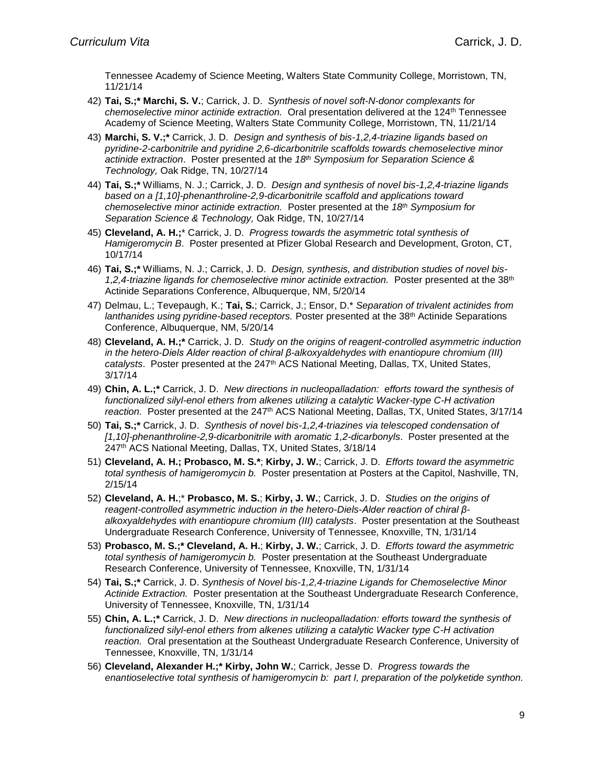Tennessee Academy of Science Meeting, Walters State Community College, Morristown, TN, 11/21/14

42) **Tai, S.;* Marchi, S. V.**; Carrick, J. D. *Synthesis of novel soft-N-donor complexants for chemoselective minor actinide extraction.* Oral presentation delivered at the 124th Tennessee Academy of Science Meeting, Walters State Community College, Morristown, TN, 11/21/14

43) **Marchi, S. V.;*** Carrick, J. D. *Design and synthesis of bis-1,2,4-triazine ligands based on pyridine-2-carbonitrile and pyridine 2,6-dicarbonitrile scaffolds towards chemoselective minor actinide extraction*. Poster presented at the *18th Symposium for Separation Science & Technology,* Oak Ridge, TN, 10/27/14

44) **Tai, S.;*** Williams, N. J.; Carrick, J. D. *Design and synthesis of novel bis-1,2,4-triazine ligands based on a [1,10]-phenanthroline-2,9-dicarbonitrile scaffold and applications toward chemoselective minor actinide extraction.* Poster presented at the *18th Symposium for Separation Science & Technology,* Oak Ridge, TN, 10/27/14

45) **Cleveland, A. H.;*** Carrick, J. D. *Progress towards the asymmetric total synthesis of Hamigeromycin B*. Poster presented at Pfizer Global Research and Development, Groton, CT, 10/17/14

46) **Tai, S.;*** Williams, N. J.; Carrick, J. D. *Design, synthesis, and distribution studies of novel bis-1,2,4-triazine ligands for chemoselective minor actinide extraction.* Poster presented at the 38th Actinide Separations Conference, Albuquerque, NM, 5/20/14

47) Delmau, L.; Tevepaugh, K.; **Tai, S.**; Carrick, J.; Ensor, D.* *Separation of trivalent actinides from lanthanides using pyridine-based receptors.* Poster presented at the 38th Actinide Separations Conference, Albuquerque, NM, 5/20/14

48) **Cleveland, A. H.;*** Carrick, J. D. *Study on the origins of reagent-controlled asymmetric induction in the hetero-Diels Alder reaction of chiral β-alkoxyaldehydes with enantiopure chromium (III) catalysts*. Poster presented at the 247th ACS National Meeting, Dallas, TX, United States, 3/17/14

49) **Chin, A. L.;*** Carrick, J. D. *New directions in nucleopalladation: efforts toward the synthesis of functionalized silyl-enol ethers from alkenes utilizing a catalytic Wacker-type C-H activation reaction.* Poster presented at the 247th ACS National Meeting, Dallas, TX, United States, 3/17/14

50) **Tai, S.;*** Carrick, J. D. *Synthesis of novel bis-1,2,4-triazines via telescoped condensation of [1,10]-phenanthroline-2,9-dicarbonitrile with aromatic 1,2-dicarbonyls*. Poster presented at the 247th ACS National Meeting, Dallas, TX, United States, 3/18/14

51) **Cleveland, A. H.; Probasco, M. S.***; **Kirby, J. W.**; Carrick, J. D. *Efforts toward the asymmetric total synthesis of hamigeromycin b.* Poster presentation at Posters at the Capitol, Nashville, TN, 2/15/14

52) **Cleveland, A. H.**;* **Probasco, M. S.**; **Kirby, J. W.**; Carrick, J. D. *Studies on the origins of reagent-controlled asymmetric induction in the hetero-Diels-Alder reaction of chiral β-alkoxyaldehydes with enantiopure chromium (III) catalysts*. Poster presentation at the Southeast Undergraduate Research Conference, University of Tennessee, Knoxville, TN, 1/31/14

53) **Probasco, M. S.;* Cleveland, A. H.**; **Kirby, J. W.**; Carrick, J. D. *Efforts toward the asymmetric total synthesis of hamigeromycin b.* Poster presentation at the Southeast Undergraduate Research Conference, University of Tennessee, Knoxville, TN, 1/31/14

54) **Tai, S.;*** Carrick, J. D. *Synthesis of Novel bis-1,2,4-triazine Ligands for Chemoselective Minor Actinide Extraction.* Poster presentation at the Southeast Undergraduate Research Conference, University of Tennessee, Knoxville, TN, 1/31/14

55) **Chin, A. L.;*** Carrick, J. D. *New directions in nucleopalladation: efforts toward the synthesis of functionalized silyl-enol ethers from alkenes utilizing a catalytic Wacker type C-H activation reaction.* Oral presentation at the Southeast Undergraduate Research Conference, University of Tennessee, Knoxville, TN, 1/31/14

56) **Cleveland, Alexander H.;* Kirby, John W.**; Carrick, Jesse D. *Progress towards the enantioselective total synthesis of hamigeromycin b: part I, preparation of the polyketide synthon.*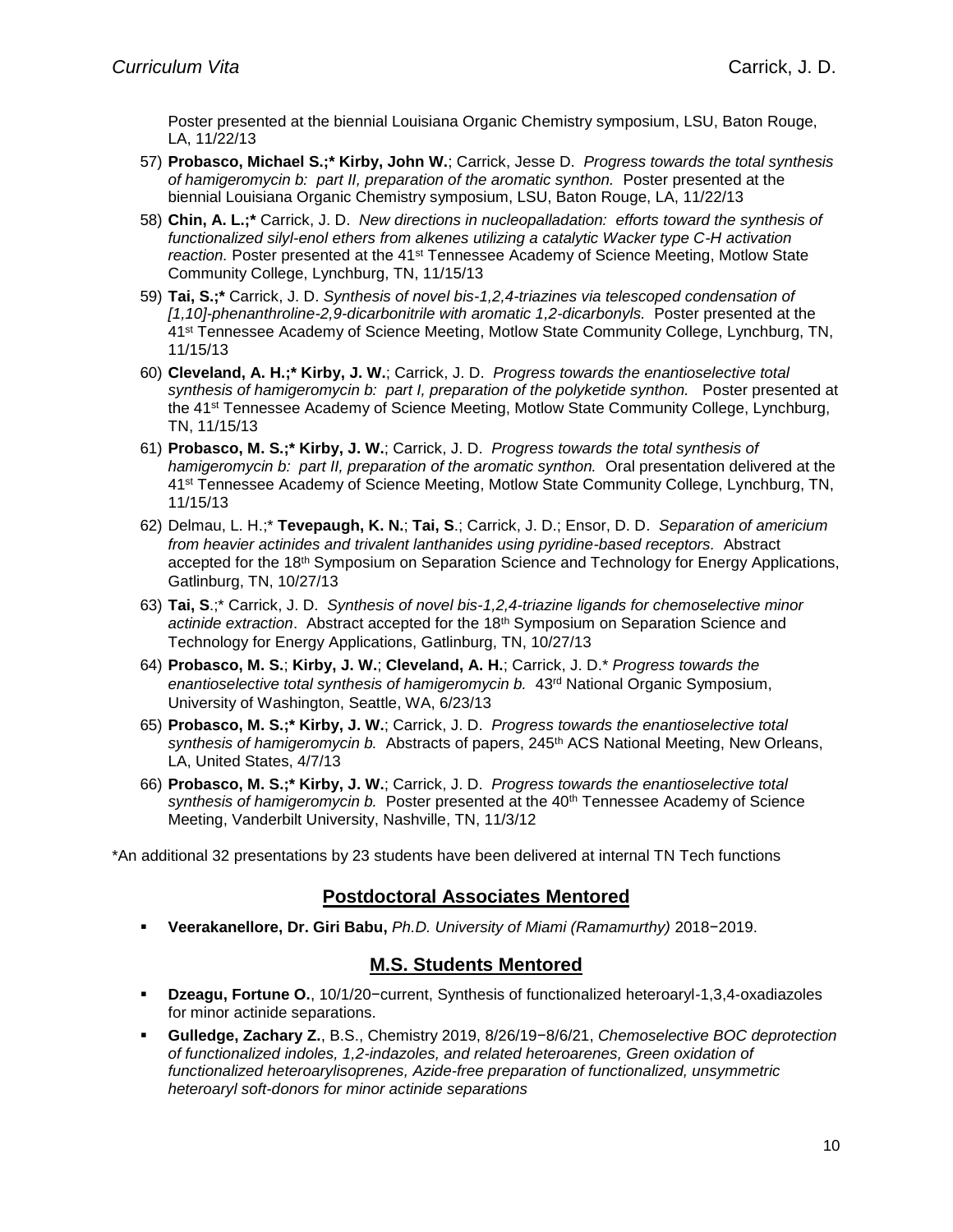Poster presented at the biennial Louisiana Organic Chemistry symposium, LSU, Baton Rouge, LA, 11/22/13

57) **Probasco, Michael S.;* Kirby, John W.**; Carrick, Jesse D. *Progress towards the total synthesis of hamigeromycin b: part II, preparation of the aromatic synthon.* Poster presented at the biennial Louisiana Organic Chemistry symposium, LSU, Baton Rouge, LA, 11/22/13

58) **Chin, A. L.;*** Carrick, J. D. *New directions in nucleopalladation: efforts toward the synthesis of functionalized silyl-enol ethers from alkenes utilizing a catalytic Wacker type C-H activation reaction.* Poster presented at the 41st Tennessee Academy of Science Meeting, Motlow State Community College, Lynchburg, TN, 11/15/13

59) **Tai, S.;*** Carrick, J. D. *Synthesis of novel bis-1,2,4-triazines via telescoped condensation of [1,10]-phenanthroline-2,9-dicarbonitrile with aromatic 1,2-dicarbonyls.* Poster presented at the 41st Tennessee Academy of Science Meeting, Motlow State Community College, Lynchburg, TN, 11/15/13

60) **Cleveland, A. H.;* Kirby, J. W.**; Carrick, J. D. *Progress towards the enantioselective total synthesis of hamigeromycin b: part I, preparation of the polyketide synthon.* Poster presented at the 41st Tennessee Academy of Science Meeting, Motlow State Community College, Lynchburg, TN, 11/15/13

61) **Probasco, M. S.;* Kirby, J. W.**; Carrick, J. D. *Progress towards the total synthesis of hamigeromycin b: part II, preparation of the aromatic synthon.* Oral presentation delivered at the 41st Tennessee Academy of Science Meeting, Motlow State Community College, Lynchburg, TN, 11/15/13

62) Delmau, L. H.;* **Tevepaugh, K. N.**; **Tai, S**.; Carrick, J. D.; Ensor, D. D. *Separation of americium from heavier actinides and trivalent lanthanides using pyridine-based receptors.* Abstract accepted for the 18th Symposium on Separation Science and Technology for Energy Applications, Gatlinburg, TN, 10/27/13

63) **Tai, S**.;* Carrick, J. D. *Synthesis of novel bis-1,2,4-triazine ligands for chemoselective minor actinide extraction*. Abstract accepted for the 18th Symposium on Separation Science and Technology for Energy Applications, Gatlinburg, TN, 10/27/13

64) **Probasco, M. S.**; **Kirby, J. W.**; **Cleveland, A. H.**; Carrick, J. D.* *Progress towards the enantioselective total synthesis of hamigeromycin b.* 43rd National Organic Symposium, University of Washington, Seattle, WA, 6/23/13

65) **Probasco, M. S.;* Kirby, J. W.**; Carrick, J. D. *Progress towards the enantioselective total synthesis of hamigeromycin b.* Abstracts of papers, 245th ACS National Meeting, New Orleans, LA, United States, 4/7/13

66) **Probasco, M. S.;* Kirby, J. W.**; Carrick, J. D. *Progress towards the enantioselective total synthesis of hamigeromycin b.* Poster presented at the 40th Tennessee Academy of Science Meeting, Vanderbilt University, Nashville, TN, 11/3/12

*An additional 32 presentations by 23 students have been delivered at internal TN Tech functions

## Postdoctoral Associates Mentored

- **Veerakanellore, Dr. Giri Babu,** *Ph.D. University of Miami (Ramamurthy)* 2018−2019.

## M.S. Students Mentored

- **Dzeagu, Fortune O.**, 10/1/20−current, Synthesis of functionalized heteroaryl-1,3,4-oxadiazoles for minor actinide separations.
- **Gulledge, Zachary Z.**, B.S., Chemistry 2019, 8/26/19−8/6/21, *Chemoselective BOC deprotection of functionalized indoles, 1,2-indazoles, and related heteroarenes, Green oxidation of functionalized heteroarylisoprenes, Azide-free preparation of functionalized, unsymmetric heteroaryl soft-donors for minor actinide separations*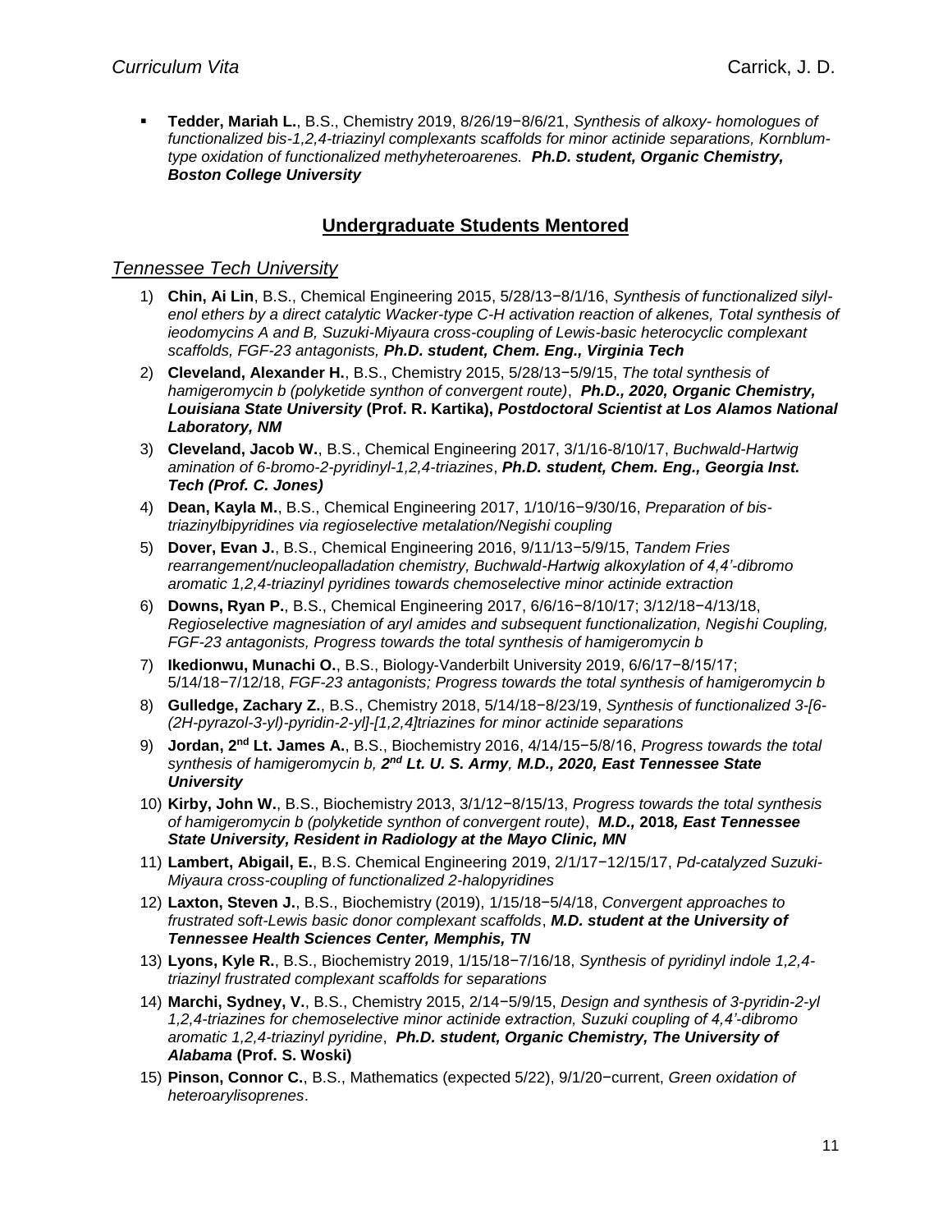- **Tedder, Mariah L.**, B.S., Chemistry 2019, 8/26/19−8/6/21, *Synthesis of alkoxy- homologues of functionalized bis-1,2,4-triazinyl complexants scaffolds for minor actinide separations, Kornblum-type oxidation of functionalized methyheteroarenes.* ***Ph.D. student, Organic Chemistry, Boston College University***

## Undergraduate Students Mentored

### *Tennessee Tech University*

1) **Chin, Ai Lin**, B.S., Chemical Engineering 2015, 5/28/13−8/1/16, *Synthesis of functionalized silyl-enol ethers by a direct catalytic Wacker-type C-H activation reaction of alkenes, Total synthesis of ieodomycins A and B, Suzuki-Miyaura cross-coupling of Lewis-basic heterocyclic complexant scaffolds, FGF-23 antagonists,* ***Ph.D. student, Chem. Eng., Virginia Tech***
2) **Cleveland, Alexander H.**, B.S., Chemistry 2015, 5/28/13−5/9/15, *The total synthesis of hamigeromycin b (polyketide synthon of convergent route)*, ***Ph.D., 2020, Organic Chemistry, Louisiana State University*** **(Prof. R. Kartika),** ***Postdoctoral Scientist at Los Alamos National Laboratory, NM***
3) **Cleveland, Jacob W.**, B.S., Chemical Engineering 2017, 3/1/16-8/10/17, *Buchwald-Hartwig amination of 6-bromo-2-pyridinyl-1,2,4-triazines*, ***Ph.D. student, Chem. Eng., Georgia Inst. Tech (Prof. C. Jones)***
4) **Dean, Kayla M.**, B.S., Chemical Engineering 2017, 1/10/16−9/30/16, *Preparation of bis-triazinylbipyridines via regioselective metalation/Negishi coupling*
5) **Dover, Evan J.**, B.S., Chemical Engineering 2016, 9/11/13−5/9/15, *Tandem Fries rearrangement/nucleopalladation chemistry, Buchwald-Hartwig alkoxylation of 4,4'-dibromo aromatic 1,2,4-triazinyl pyridines towards chemoselective minor actinide extraction*
6) **Downs, Ryan P.**, B.S., Chemical Engineering 2017, 6/6/16−8/10/17; 3/12/18−4/13/18, *Regioselective magnesiation of aryl amides and subsequent functionalization, Negishi Coupling, FGF-23 antagonists, Progress towards the total synthesis of hamigeromycin b*
7) **Ikedionwu, Munachi O.**, B.S., Biology-Vanderbilt University 2019, 6/6/17−8/15/17; 5/14/18−7/12/18, *FGF-23 antagonists; Progress towards the total synthesis of hamigeromycin b*
8) **Gulledge, Zachary Z.**, B.S., Chemistry 2018, 5/14/18−8/23/19, *Synthesis of functionalized 3-[6-(2H-pyrazol-3-yl)-pyridin-2-yl]-[1,2,4]triazines for minor actinide separations*
9) **Jordan, 2nd Lt. James A.**, B.S., Biochemistry 2016, 4/14/15−5/8/16, *Progress towards the total synthesis of hamigeromycin b,* ***2nd Lt. U. S. Army, M.D., 2020, East Tennessee State University***
10) **Kirby, John W.**, B.S., Biochemistry 2013, 3/1/12−8/15/13, *Progress towards the total synthesis of hamigeromycin b (polyketide synthon of convergent route)*, ***M.D.,*** **2018*****, East Tennessee State University, Resident in Radiology at the Mayo Clinic, MN***
11) **Lambert, Abigail, E.**, B.S. Chemical Engineering 2019, 2/1/17−12/15/17, *Pd-catalyzed Suzuki-Miyaura cross-coupling of functionalized 2-halopyridines*
12) **Laxton, Steven J.**, B.S., Biochemistry (2019), 1/15/18−5/4/18, *Convergent approaches to frustrated soft-Lewis basic donor complexant scaffolds*, ***M.D. student at the University of Tennessee Health Sciences Center, Memphis, TN***
13) **Lyons, Kyle R.**, B.S., Biochemistry 2019, 1/15/18−7/16/18, *Synthesis of pyridinyl indole 1,2,4-triazinyl frustrated complexant scaffolds for separations*
14) **Marchi, Sydney, V.**, B.S., Chemistry 2015, 2/14−5/9/15, *Design and synthesis of 3-pyridin-2-yl 1,2,4-triazines for chemoselective minor actinide extraction, Suzuki coupling of 4,4'-dibromo aromatic 1,2,4-triazinyl pyridine*, ***Ph.D. student, Organic Chemistry, The University of Alabama*** **(Prof. S. Woski)**
15) **Pinson, Connor C.**, B.S., Mathematics (expected 5/22), 9/1/20−current, *Green oxidation of heteroarylisoprenes*.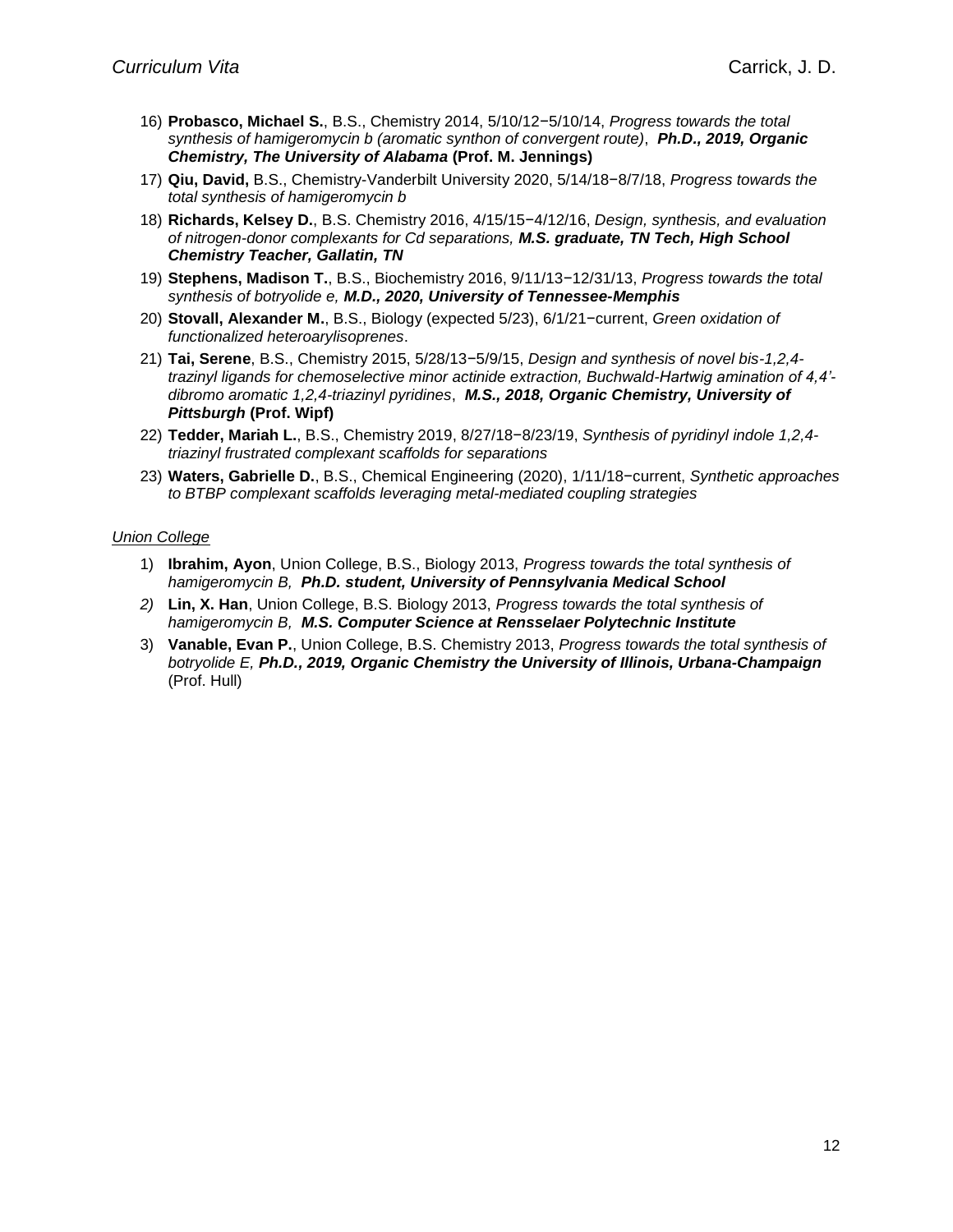16) **Probasco, Michael S.**, B.S., Chemistry 2014, 5/10/12−5/10/14, *Progress towards the total synthesis of hamigeromycin b (aromatic synthon of convergent route)*, ***Ph.D., 2019, Organic Chemistry, The University of Alabama*** **(Prof. M. Jennings)**

17) **Qiu, David,** B.S., Chemistry-Vanderbilt University 2020, 5/14/18−8/7/18, *Progress towards the total synthesis of hamigeromycin b*

18) **Richards, Kelsey D.**, B.S. Chemistry 2016, 4/15/15−4/12/16, *Design, synthesis, and evaluation of nitrogen-donor complexants for Cd separations,* ***M.S. graduate, TN Tech, High School Chemistry Teacher, Gallatin, TN***

19) **Stephens, Madison T.**, B.S., Biochemistry 2016, 9/11/13−12/31/13, *Progress towards the total synthesis of botryolide e,* ***M.D., 2020, University of Tennessee-Memphis***

20) **Stovall, Alexander M.**, B.S., Biology (expected 5/23), 6/1/21−current, *Green oxidation of functionalized heteroarylisoprenes*.

21) **Tai, Serene**, B.S., Chemistry 2015, 5/28/13−5/9/15, *Design and synthesis of novel bis-1,2,4-trazinyl ligands for chemoselective minor actinide extraction, Buchwald-Hartwig amination of 4,4'-dibromo aromatic 1,2,4-triazinyl pyridines*, ***M.S., 2018, Organic Chemistry, University of Pittsburgh*** **(Prof. Wipf)**

22) **Tedder, Mariah L.**, B.S., Chemistry 2019, 8/27/18−8/23/19, *Synthesis of pyridinyl indole 1,2,4-triazinyl frustrated complexant scaffolds for separations*

23) **Waters, Gabrielle D.**, B.S., Chemical Engineering (2020), 1/11/18−current, *Synthetic approaches to BTBP complexant scaffolds leveraging metal-mediated coupling strategies*

<u>*Union College*</u>

1) **Ibrahim, Ayon**, Union College, B.S., Biology 2013, *Progress towards the total synthesis of hamigeromycin B,* ***Ph.D. student, University of Pennsylvania Medical School***

2) **Lin, X. Han**, Union College, B.S. Biology 2013, *Progress towards the total synthesis of hamigeromycin B,* ***M.S. Computer Science at Rensselaer Polytechnic Institute***

3) **Vanable, Evan P.**, Union College, B.S. Chemistry 2013, *Progress towards the total synthesis of botryolide E,* ***Ph.D., 2019, Organic Chemistry the University of Illinois, Urbana-Champaign*** (Prof. Hull)